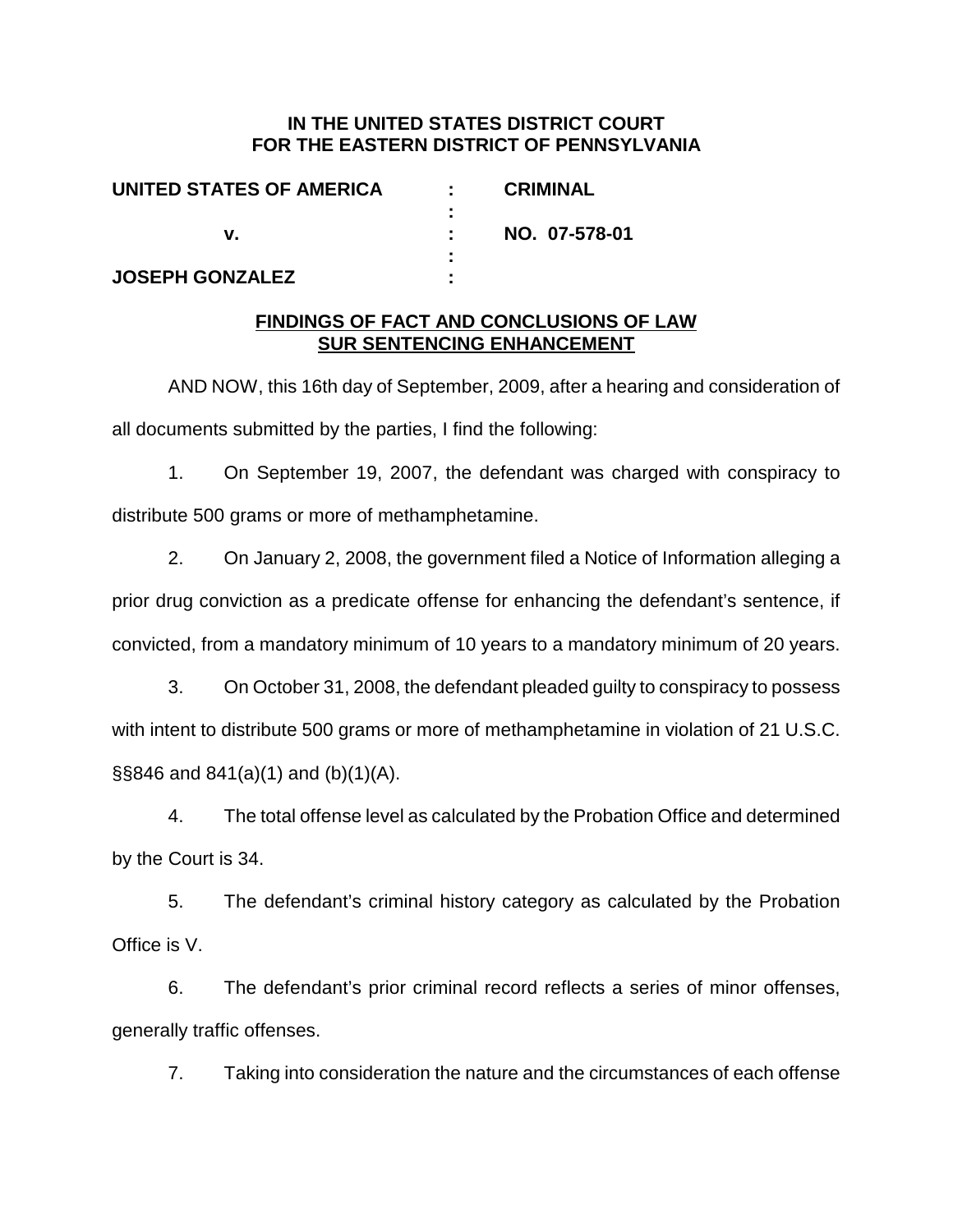**IN THE UNITED STATES DISTRICT COURT**
**FOR THE EASTERN DISTRICT OF PENNSYLVANIA**

| | | |
|---|---|---|
| **UNITED STATES OF AMERICA** | : | **CRIMINAL** |
| | : | |
| **v.** | : | **NO. 07-578-01** |
| | : | |
| **JOSEPH GONZALEZ** | : | |

**FINDINGS OF FACT AND CONCLUSIONS OF LAW**
**SUR SENTENCING ENHANCEMENT**

AND NOW, this 16th day of September, 2009, after a hearing and consideration of all documents submitted by the parties, I find the following:

1. On September 19, 2007, the defendant was charged with conspiracy to distribute 500 grams or more of methamphetamine.

2. On January 2, 2008, the government filed a Notice of Information alleging a prior drug conviction as a predicate offense for enhancing the defendant's sentence, if convicted, from a mandatory minimum of 10 years to a mandatory minimum of 20 years.

3. On October 31, 2008, the defendant pleaded guilty to conspiracy to possess with intent to distribute 500 grams or more of methamphetamine in violation of 21 U.S.C. §§846 and 841(a)(1) and (b)(1)(A).

4. The total offense level as calculated by the Probation Office and determined by the Court is 34.

5. The defendant's criminal history category as calculated by the Probation Office is V.

6. The defendant's prior criminal record reflects a series of minor offenses, generally traffic offenses.

7. Taking into consideration the nature and the circumstances of each offense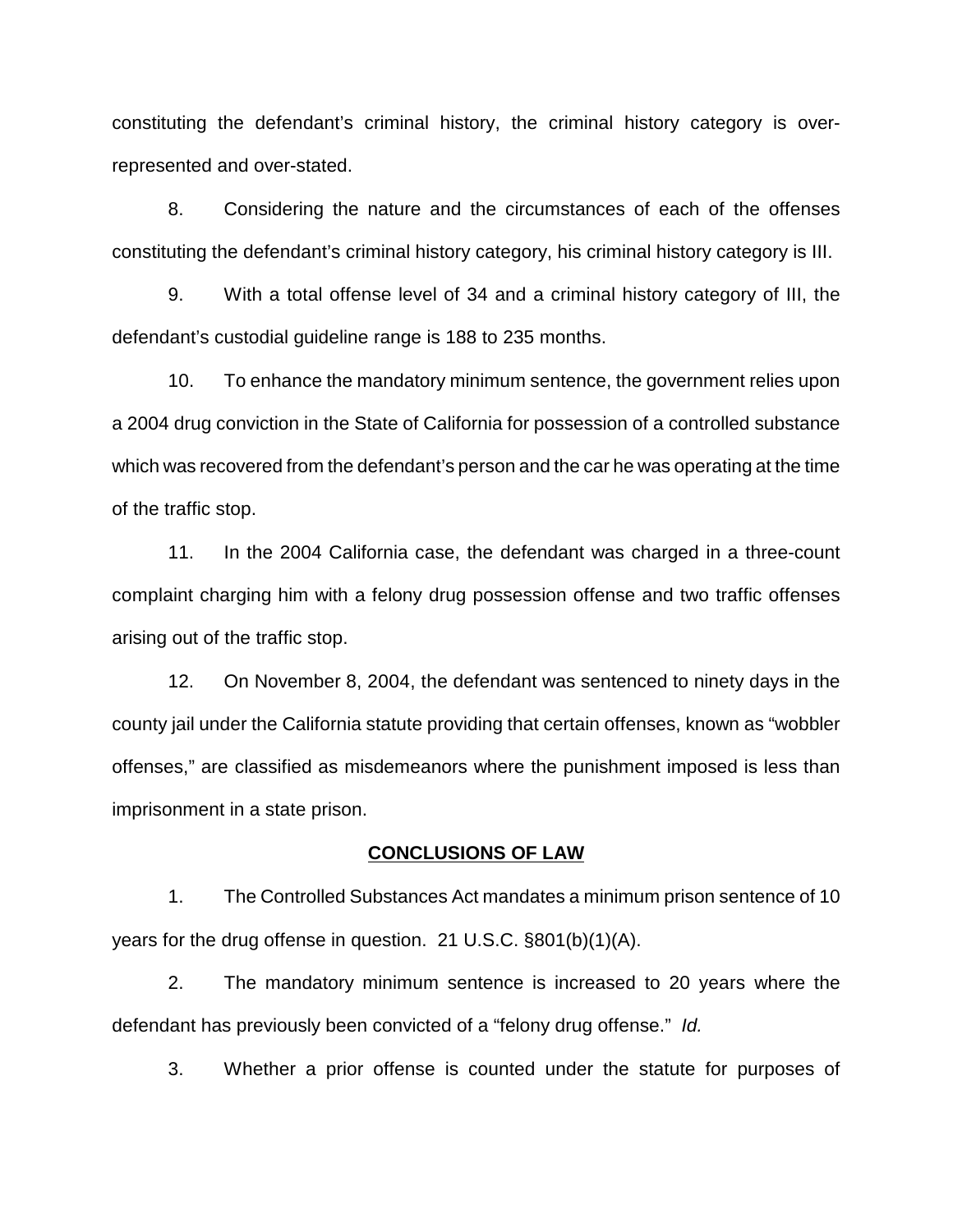constituting the defendant's criminal history, the criminal history category is over-represented and over-stated.

8. Considering the nature and the circumstances of each of the offenses constituting the defendant's criminal history category, his criminal history category is III.

9. With a total offense level of 34 and a criminal history category of III, the defendant's custodial guideline range is 188 to 235 months.

10. To enhance the mandatory minimum sentence, the government relies upon a 2004 drug conviction in the State of California for possession of a controlled substance which was recovered from the defendant's person and the car he was operating at the time of the traffic stop.

11. In the 2004 California case, the defendant was charged in a three-count complaint charging him with a felony drug possession offense and two traffic offenses arising out of the traffic stop.

12. On November 8, 2004, the defendant was sentenced to ninety days in the county jail under the California statute providing that certain offenses, known as "wobbler offenses," are classified as misdemeanors where the punishment imposed is less than imprisonment in a state prison.

**CONCLUSIONS OF LAW**

1. The Controlled Substances Act mandates a minimum prison sentence of 10 years for the drug offense in question. 21 U.S.C. §801(b)(1)(A).

2. The mandatory minimum sentence is increased to 20 years where the defendant has previously been convicted of a "felony drug offense." *Id.*

3. Whether a prior offense is counted under the statute for purposes of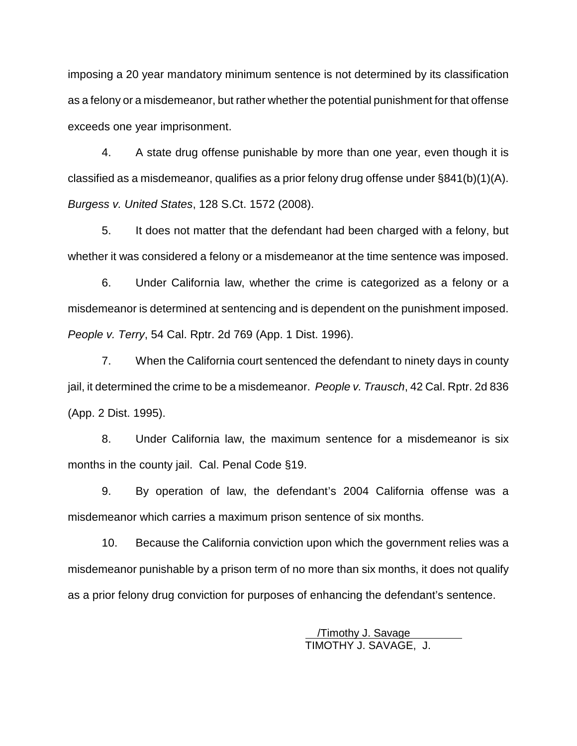imposing a 20 year mandatory minimum sentence is not determined by its classification as a felony or a misdemeanor, but rather whether the potential punishment for that offense exceeds one year imprisonment.

4. A state drug offense punishable by more than one year, even though it is classified as a misdemeanor, qualifies as a prior felony drug offense under §841(b)(1)(A). *Burgess v. United States*, 128 S.Ct. 1572 (2008).

5. It does not matter that the defendant had been charged with a felony, but whether it was considered a felony or a misdemeanor at the time sentence was imposed.

6. Under California law, whether the crime is categorized as a felony or a misdemeanor is determined at sentencing and is dependent on the punishment imposed. *People v. Terry*, 54 Cal. Rptr. 2d 769 (App. 1 Dist. 1996).

7. When the California court sentenced the defendant to ninety days in county jail, it determined the crime to be a misdemeanor. *People v. Trausch*, 42 Cal. Rptr. 2d 836 (App. 2 Dist. 1995).

8. Under California law, the maximum sentence for a misdemeanor is six months in the county jail. Cal. Penal Code §19.

9. By operation of law, the defendant's 2004 California offense was a misdemeanor which carries a maximum prison sentence of six months.

10. Because the California conviction upon which the government relies was a misdemeanor punishable by a prison term of no more than six months, it does not qualify as a prior felony drug conviction for purposes of enhancing the defendant's sentence.

/Timothy J. Savage
TIMOTHY J. SAVAGE, J.